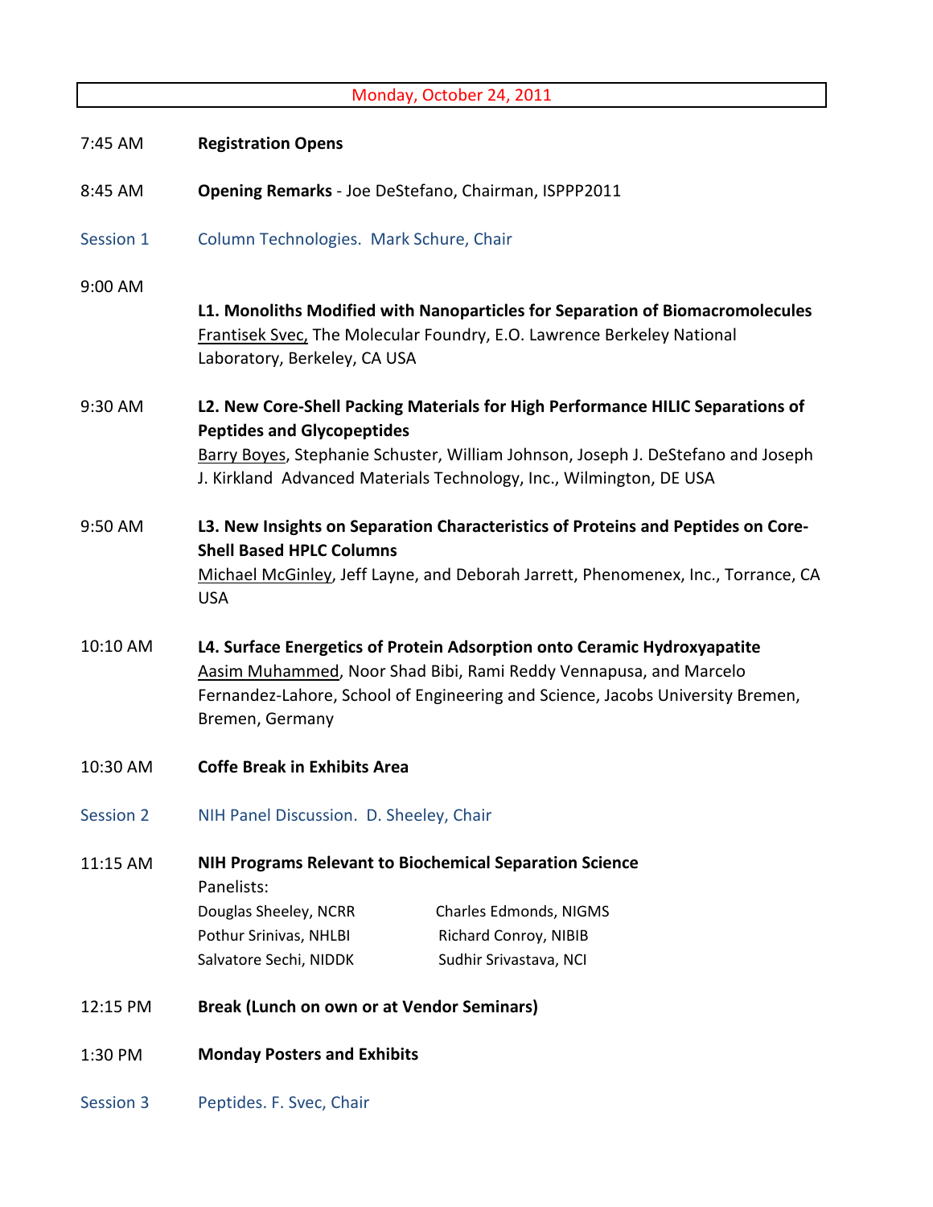## Monday, October 24, 2011

7:45 AM **Registration Opens**

8:45 AM **Opening Remarks** - Joe DeStefano, Chairman, ISPPP2011

### Session 1 Column Technologies. Mark Schure, Chair

9:00 AM

**L1. Monoliths Modified with Nanoparticles for Separation of Biomacromolecules**
Frantisek Svec, The Molecular Foundry, E.O. Lawrence Berkeley National Laboratory, Berkeley, CA USA

9:30 AM **L2. New Core-Shell Packing Materials for High Performance HILIC Separations of Peptides and Glycopeptides**
Barry Boyes, Stephanie Schuster, William Johnson, Joseph J. DeStefano and Joseph J. Kirkland Advanced Materials Technology, Inc., Wilmington, DE USA

9:50 AM **L3. New Insights on Separation Characteristics of Proteins and Peptides on Core-Shell Based HPLC Columns**
Michael McGinley, Jeff Layne, and Deborah Jarrett, Phenomenex, Inc., Torrance, CA USA

10:10 AM **L4. Surface Energetics of Protein Adsorption onto Ceramic Hydroxyapatite**
Aasim Muhammed, Noor Shad Bibi, Rami Reddy Vennapusa, and Marcelo Fernandez-Lahore, School of Engineering and Science, Jacobs University Bremen, Bremen, Germany

10:30 AM **Coffe Break in Exhibits Area**

### Session 2 NIH Panel Discussion. D. Sheeley, Chair

11:15 AM **NIH Programs Relevant to Biochemical Separation Science**

Panelists:

| | |
|---|---|
| Douglas Sheeley, NCRR | Charles Edmonds, NIGMS |
| Pothur Srinivas, NHLBI | Richard Conroy, NIBIB |
| Salvatore Sechi, NIDDK | Sudhir Srivastava, NCI |

12:15 PM **Break (Lunch on own or at Vendor Seminars)**

1:30 PM **Monday Posters and Exhibits**

### Session 3 Peptides. F. Svec, Chair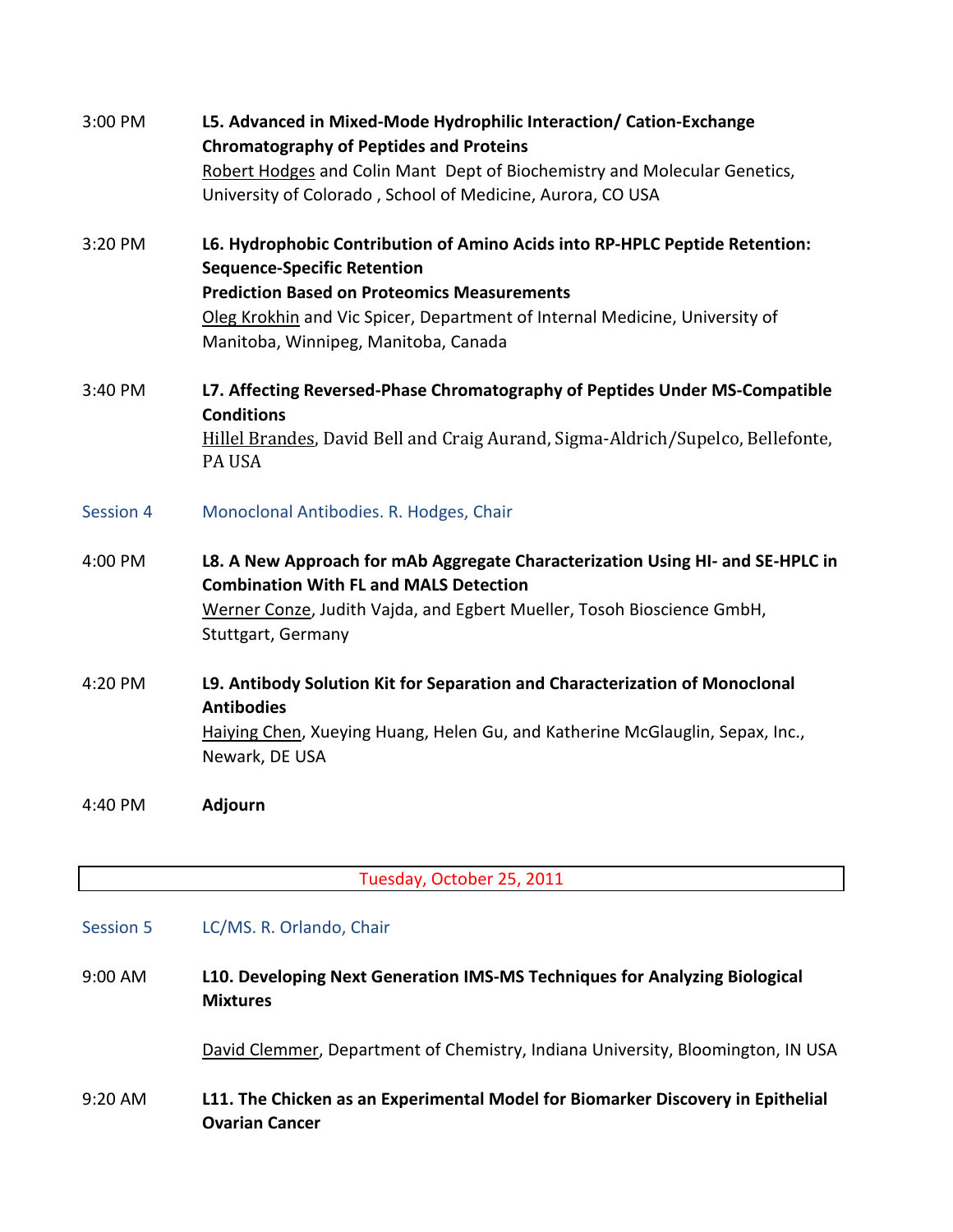3:00 PM **L5. Advanced in Mixed-Mode Hydrophilic Interaction/ Cation-Exchange Chromatography of Peptides and Proteins**
Robert Hodges and Colin Mant Dept of Biochemistry and Molecular Genetics, University of Colorado , School of Medicine, Aurora, CO USA

3:20 PM **L6. Hydrophobic Contribution of Amino Acids into RP-HPLC Peptide Retention: Sequence-Specific Retention Prediction Based on Proteomics Measurements**
Oleg Krokhin and Vic Spicer, Department of Internal Medicine, University of Manitoba, Winnipeg, Manitoba, Canada

3:40 PM **L7. Affecting Reversed-Phase Chromatography of Peptides Under MS-Compatible Conditions**
Hillel Brandes, David Bell and Craig Aurand, Sigma-Aldrich/Supelco, Bellefonte, PA USA

## Session 4 Monoclonal Antibodies. R. Hodges, Chair

4:00 PM **L8. A New Approach for mAb Aggregate Characterization Using HI- and SE-HPLC in Combination With FL and MALS Detection**
Werner Conze, Judith Vajda, and Egbert Mueller, Tosoh Bioscience GmbH, Stuttgart, Germany

4:20 PM **L9. Antibody Solution Kit for Separation and Characterization of Monoclonal Antibodies**
Haiying Chen, Xueying Huang, Helen Gu, and Katherine McGlauglin, Sepax, Inc., Newark, DE USA

4:40 PM **Adjourn**

# Tuesday, October 25, 2011

## Session 5 LC/MS. R. Orlando, Chair

9:00 AM **L10. Developing Next Generation IMS-MS Techniques for Analyzing Biological Mixtures**

David Clemmer, Department of Chemistry, Indiana University, Bloomington, IN USA

9:20 AM **L11. The Chicken as an Experimental Model for Biomarker Discovery in Epithelial Ovarian Cancer**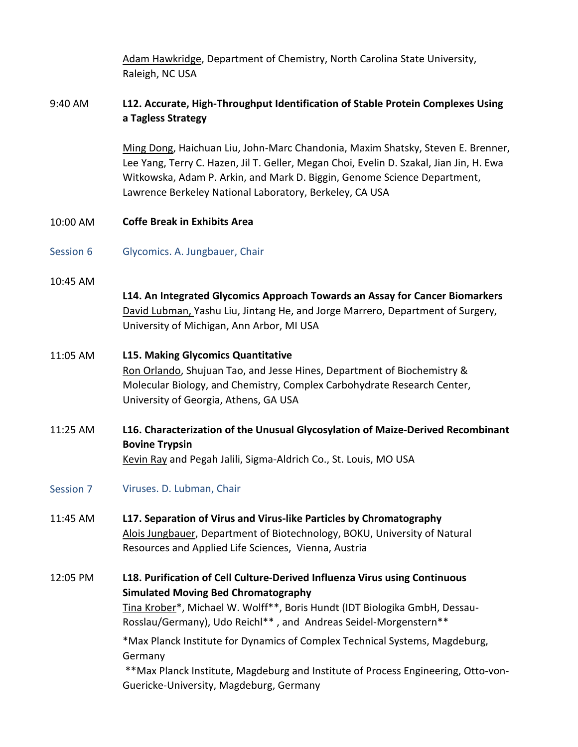Adam Hawkridge, Department of Chemistry, North Carolina State University, Raleigh, NC USA

9:40 AM **L12. Accurate, High-Throughput Identification of Stable Protein Complexes Using a Tagless Strategy**

Ming Dong, Haichuan Liu, John-Marc Chandonia, Maxim Shatsky, Steven E. Brenner, Lee Yang, Terry C. Hazen, Jil T. Geller, Megan Choi, Evelin D. Szakal, Jian Jin, H. Ewa Witkowska, Adam P. Arkin, and Mark D. Biggin, Genome Science Department, Lawrence Berkeley National Laboratory, Berkeley, CA USA

10:00 AM **Coffe Break in Exhibits Area**

Session 6 Glycomics. A. Jungbauer, Chair

10:45 AM **L14. An Integrated Glycomics Approach Towards an Assay for Cancer Biomarkers**
David Lubman, Yashu Liu, Jintang He, and Jorge Marrero, Department of Surgery, University of Michigan, Ann Arbor, MI USA

11:05 AM **L15. Making Glycomics Quantitative**
Ron Orlando, Shujuan Tao, and Jesse Hines, Department of Biochemistry & Molecular Biology, and Chemistry, Complex Carbohydrate Research Center, University of Georgia, Athens, GA USA

11:25 AM **L16. Characterization of the Unusual Glycosylation of Maize-Derived Recombinant Bovine Trypsin**
Kevin Ray and Pegah Jalili, Sigma-Aldrich Co., St. Louis, MO USA

Session 7 Viruses. D. Lubman, Chair

11:45 AM **L17. Separation of Virus and Virus-like Particles by Chromatography**
Alois Jungbauer, Department of Biotechnology, BOKU, University of Natural Resources and Applied Life Sciences, Vienna, Austria

12:05 PM **L18. Purification of Cell Culture-Derived Influenza Virus using Continuous Simulated Moving Bed Chromatography**
Tina Krober*, Michael W. Wolff**, Boris Hundt (IDT Biologika GmbH, Dessau-Rosslau/Germany), Udo Reichl** , and Andreas Seidel-Morgenstern**

*Max Planck Institute for Dynamics of Complex Technical Systems, Magdeburg, Germany
**Max Planck Institute, Magdeburg and Institute of Process Engineering, Otto-von-Guericke-University, Magdeburg, Germany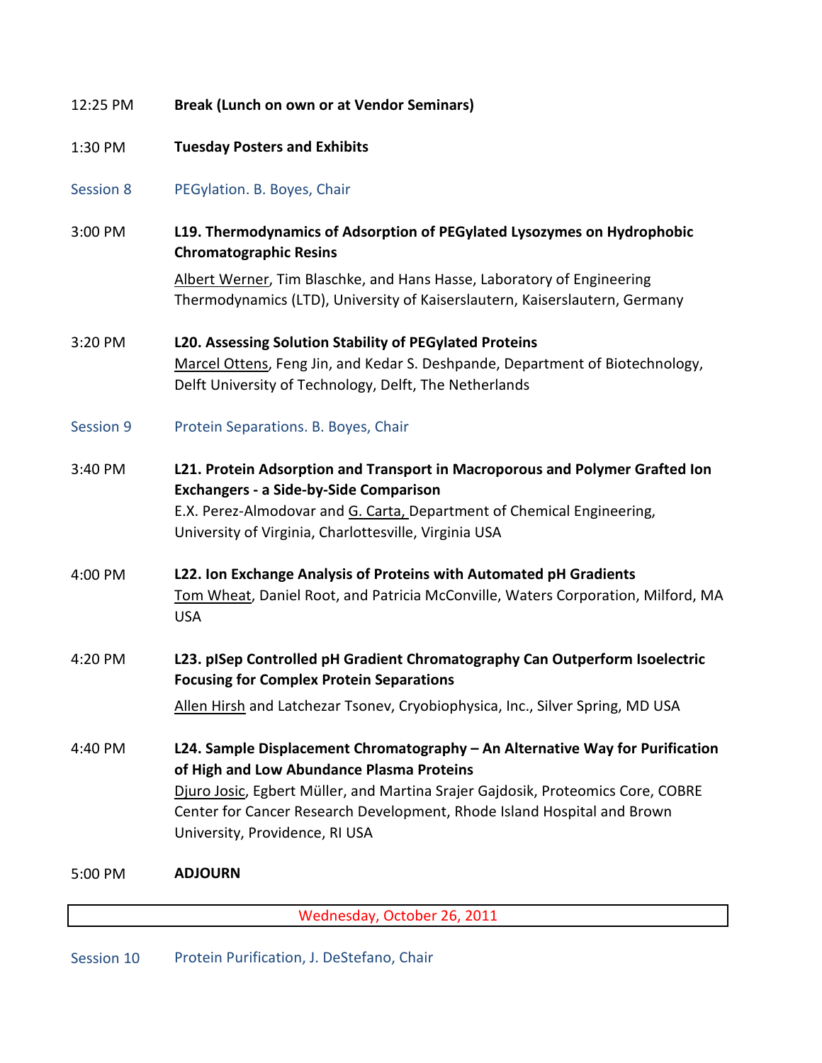12:25 PM **Break (Lunch on own or at Vendor Seminars)**

1:30 PM **Tuesday Posters and Exhibits**

Session 8 PEGylation. B. Boyes, Chair

3:00 PM **L19. Thermodynamics of Adsorption of PEGylated Lysozymes on Hydrophobic Chromatographic Resins**

Albert Werner, Tim Blaschke, and Hans Hasse, Laboratory of Engineering Thermodynamics (LTD), University of Kaiserslautern, Kaiserslautern, Germany

3:20 PM **L20. Assessing Solution Stability of PEGylated Proteins**

Marcel Ottens, Feng Jin, and Kedar S. Deshpande, Department of Biotechnology, Delft University of Technology, Delft, The Netherlands

Session 9 Protein Separations. B. Boyes, Chair

3:40 PM **L21. Protein Adsorption and Transport in Macroporous and Polymer Grafted Ion Exchangers - a Side-by-Side Comparison**

E.X. Perez-Almodovar and G. Carta, Department of Chemical Engineering, University of Virginia, Charlottesville, Virginia USA

4:00 PM **L22. Ion Exchange Analysis of Proteins with Automated pH Gradients**

Tom Wheat, Daniel Root, and Patricia McConville, Waters Corporation, Milford, MA USA

4:20 PM **L23. pISep Controlled pH Gradient Chromatography Can Outperform Isoelectric Focusing for Complex Protein Separations**

Allen Hirsh and Latchezar Tsonev, Cryobiophysica, Inc., Silver Spring, MD USA

4:40 PM **L24. Sample Displacement Chromatography – An Alternative Way for Purification of High and Low Abundance Plasma Proteins**

Djuro Josic, Egbert Müller, and Martina Srajer Gajdosik, Proteomics Core, COBRE Center for Cancer Research Development, Rhode Island Hospital and Brown University, Providence, RI USA

5:00 PM **ADJOURN**

## Wednesday, October 26, 2011

Session 10 Protein Purification, J. DeStefano, Chair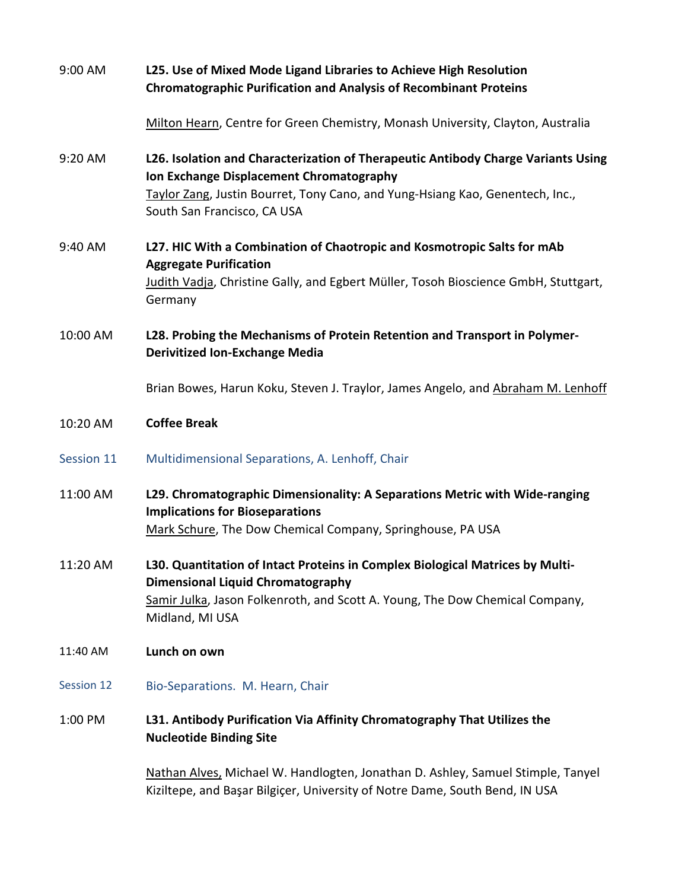9:00 AM **L25. Use of Mixed Mode Ligand Libraries to Achieve High Resolution Chromatographic Purification and Analysis of Recombinant Proteins**

Milton Hearn, Centre for Green Chemistry, Monash University, Clayton, Australia

9:20 AM **L26. Isolation and Characterization of Therapeutic Antibody Charge Variants Using Ion Exchange Displacement Chromatography**

Taylor Zang, Justin Bourret, Tony Cano, and Yung-Hsiang Kao, Genentech, Inc., South San Francisco, CA USA

9:40 AM **L27. HIC With a Combination of Chaotropic and Kosmotropic Salts for mAb Aggregate Purification**

Judith Vadja, Christine Gally, and Egbert Müller, Tosoh Bioscience GmbH, Stuttgart, Germany

10:00 AM **L28. Probing the Mechanisms of Protein Retention and Transport in Polymer-Derivitized Ion-Exchange Media**

Brian Bowes, Harun Koku, Steven J. Traylor, James Angelo, and Abraham M. Lenhoff

10:20 AM **Coffee Break**

## Session 11 Multidimensional Separations, A. Lenhoff, Chair

11:00 AM **L29. Chromatographic Dimensionality: A Separations Metric with Wide-ranging Implications for Bioseparations**

Mark Schure, The Dow Chemical Company, Springhouse, PA USA

11:20 AM **L30. Quantitation of Intact Proteins in Complex Biological Matrices by Multi-Dimensional Liquid Chromatography**

Samir Julka, Jason Folkenroth, and Scott A. Young, The Dow Chemical Company, Midland, MI USA

11:40 AM **Lunch on own**

## Session 12 Bio-Separations. M. Hearn, Chair

1:00 PM **L31. Antibody Purification Via Affinity Chromatography That Utilizes the Nucleotide Binding Site**

Nathan Alves, Michael W. Handlogten, Jonathan D. Ashley, Samuel Stimple, Tanyel Kiziltepe, and Başar Bilgiçer, University of Notre Dame, South Bend, IN USA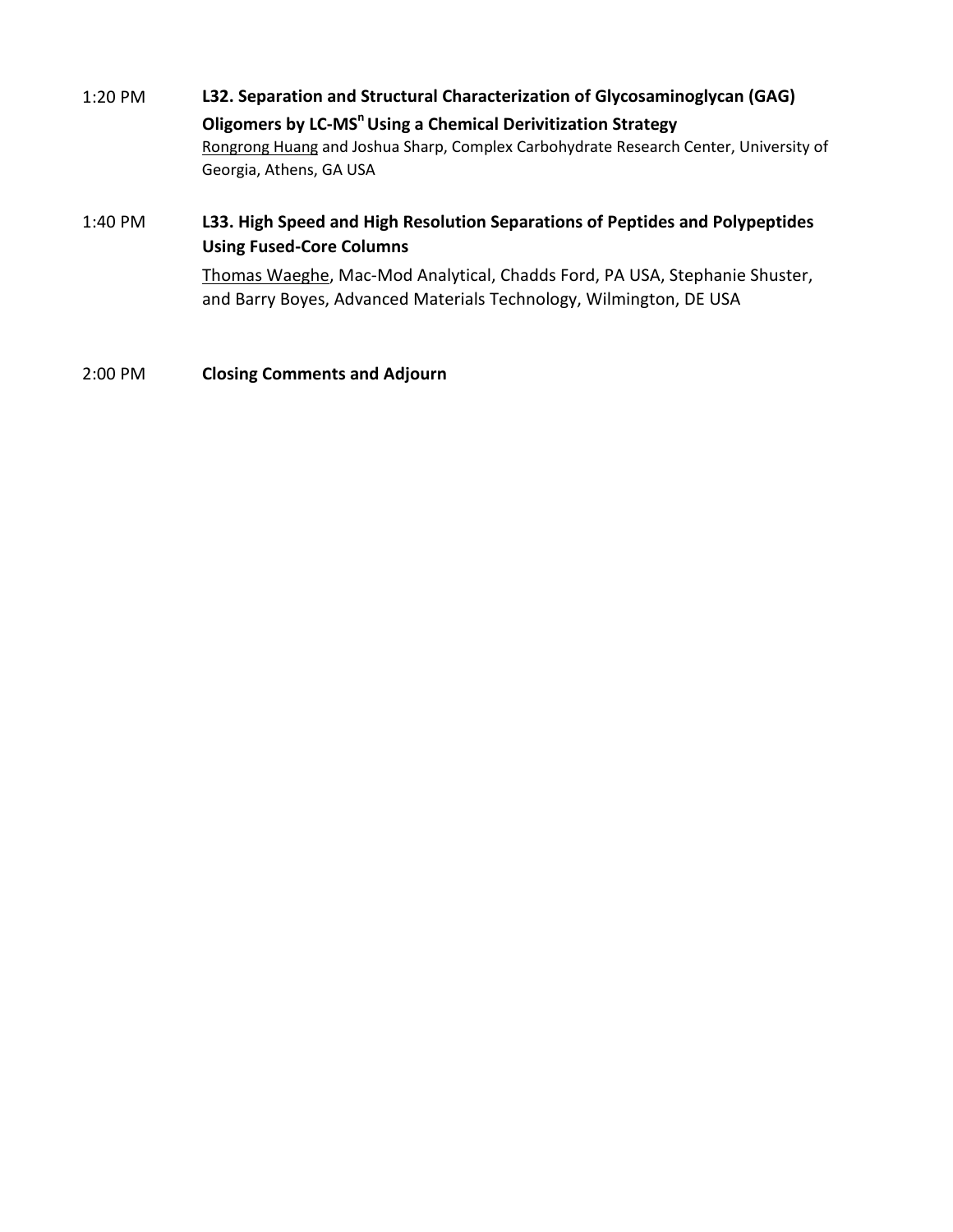1:20 PM **L32. Separation and Structural Characterization of Glycosaminoglycan (GAG) Oligomers by LC-MS$^n$ Using a Chemical Derivitization Strategy**

Rongrong Huang and Joshua Sharp, Complex Carbohydrate Research Center, University of Georgia, Athens, GA USA

1:40 PM **L33. High Speed and High Resolution Separations of Peptides and Polypeptides Using Fused-Core Columns**

Thomas Waeghe, Mac-Mod Analytical, Chadds Ford, PA USA, Stephanie Shuster, and Barry Boyes, Advanced Materials Technology, Wilmington, DE USA

2:00 PM **Closing Comments and Adjourn**